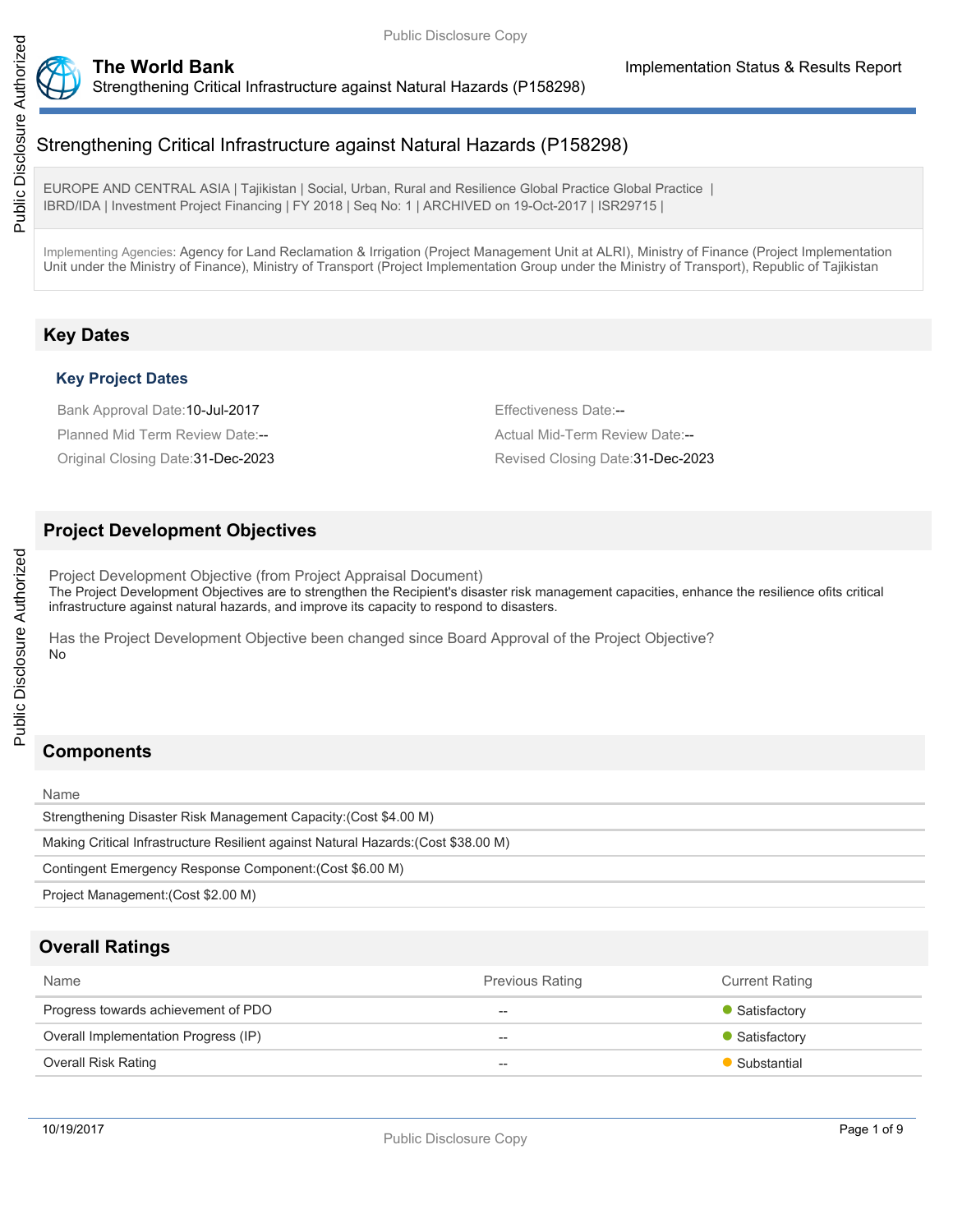# Strengthening Critical Infrastructure against Natural Hazards (P158298)

EUROPE AND CENTRAL ASIA | Tajikistan | Social, Urban, Rural and Resilience Global Practice Global Practice | IBRD/IDA | Investment Project Financing | FY 2018 | Seq No: 1 | ARCHIVED on 19-Oct-2017 | ISR29715 |

Implementing Agencies: Agency for Land Reclamation & Irrigation (Project Management Unit at ALRI), Ministry of Finance (Project Implementation Unit under the Ministry of Finance), Ministry of Transport (Project Implementation Group under the Ministry of Transport), Republic of Tajikistan

## Key Dates

### Key Project Dates

Bank Approval Date:10-Jul-2017

Effectiveness Date:--

Planned Mid Term Review Date:--

Actual Mid-Term Review Date:--

Original Closing Date:31-Dec-2023

Revised Closing Date:31-Dec-2023

## Project Development Objectives

Project Development Objective (from Project Appraisal Document)

The Project Development Objectives are to strengthen the Recipient's disaster risk management capacities, enhance the resilience ofits critical infrastructure against natural hazards, and improve its capacity to respond to disasters.

Has the Project Development Objective been changed since Board Approval of the Project Objective?

No

## Components

| Name |
| --- |
| Strengthening Disaster Risk Management Capacity:(Cost $4.00 M) |
| Making Critical Infrastructure Resilient against Natural Hazards:(Cost $38.00 M) |
| Contingent Emergency Response Component:(Cost $6.00 M) |
| Project Management:(Cost $2.00 M) |

## Overall Ratings

| Name | Previous Rating | Current Rating |
| --- | --- | --- |
| Progress towards achievement of PDO | -- | Satisfactory |
| Overall Implementation Progress (IP) | -- | Satisfactory |
| Overall Risk Rating | -- | Substantial |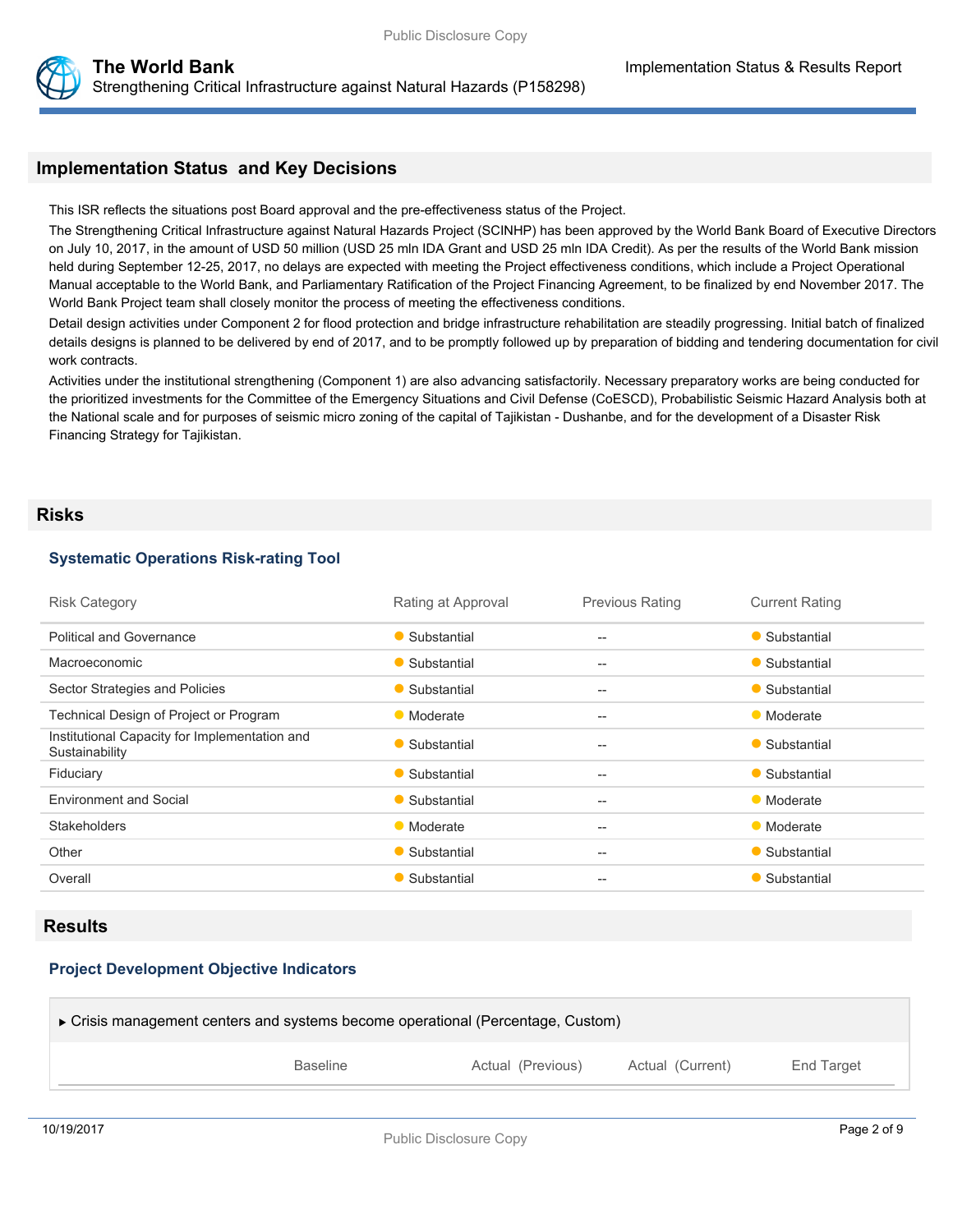## Implementation Status and Key Decisions

This ISR reflects the situations post Board approval and the pre-effectiveness status of the Project.

The Strengthening Critical Infrastructure against Natural Hazards Project (SCINHP) has been approved by the World Bank Board of Executive Directors on July 10, 2017, in the amount of USD 50 million (USD 25 mln IDA Grant and USD 25 mln IDA Credit). As per the results of the World Bank mission held during September 12-25, 2017, no delays are expected with meeting the Project effectiveness conditions, which include a Project Operational Manual acceptable to the World Bank, and Parliamentary Ratification of the Project Financing Agreement, to be finalized by end November 2017. The World Bank Project team shall closely monitor the process of meeting the effectiveness conditions.

Detail design activities under Component 2 for flood protection and bridge infrastructure rehabilitation are steadily progressing. Initial batch of finalized details designs is planned to be delivered by end of 2017, and to be promptly followed up by preparation of bidding and tendering documentation for civil work contracts.

Activities under the institutional strengthening (Component 1) are also advancing satisfactorily. Necessary preparatory works are being conducted for the prioritized investments for the Committee of the Emergency Situations and Civil Defense (CoESCD), Probabilistic Seismic Hazard Analysis both at the National scale and for purposes of seismic micro zoning of the capital of Tajikistan - Dushanbe, and for the development of a Disaster Risk Financing Strategy for Tajikistan.

## Risks

### Systematic Operations Risk-rating Tool

| Risk Category | Rating at Approval | Previous Rating | Current Rating |
|---|---|---|---|
| Political and Governance | Substantial | -- | Substantial |
| Macroeconomic | Substantial | -- | Substantial |
| Sector Strategies and Policies | Substantial | -- | Substantial |
| Technical Design of Project or Program | Moderate | -- | Moderate |
| Institutional Capacity for Implementation and Sustainability | Substantial | -- | Substantial |
| Fiduciary | Substantial | -- | Substantial |
| Environment and Social | Substantial | -- | Moderate |
| Stakeholders | Moderate | -- | Moderate |
| Other | Substantial | -- | Substantial |
| Overall | Substantial | -- | Substantial |

## Results

### Project Development Objective Indicators

▶ Crisis management centers and systems become operational (Percentage, Custom)

| | Baseline | Actual (Previous) | Actual (Current) | End Target |
|---|---|---|---|---|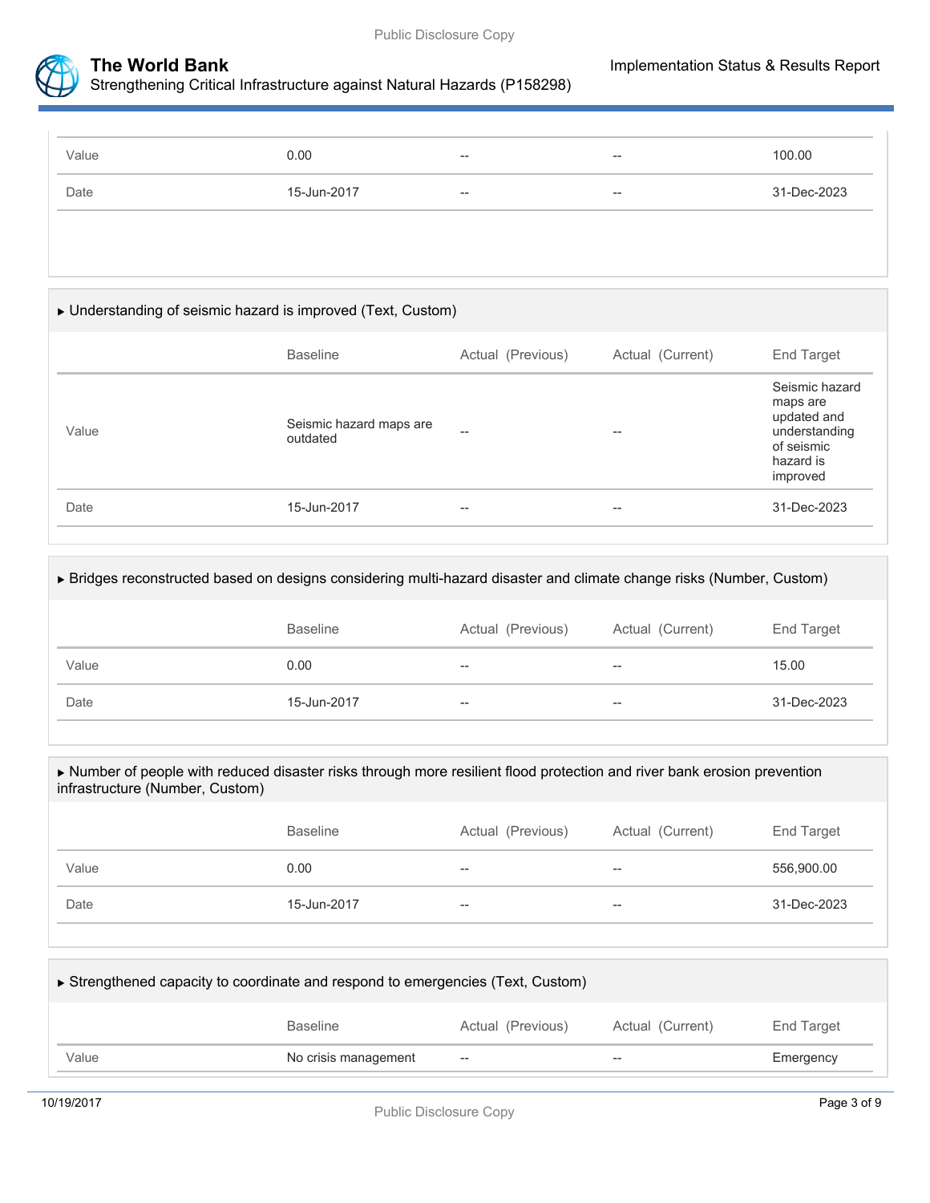| | | | | |
|---|---|---|---|---|
| Value | 0.00 | -- | -- | 100.00 |
| Date | 15-Jun-2017 | -- | -- | 31-Dec-2023 |

▶ Understanding of seismic hazard is improved (Text, Custom)

| | Baseline | Actual (Previous) | Actual (Current) | End Target |
|---|---|---|---|---|
| Value | Seismic hazard maps are outdated | -- | -- | Seismic hazard maps are updated and understanding of seismic hazard is improved |
| Date | 15-Jun-2017 | -- | -- | 31-Dec-2023 |

▶ Bridges reconstructed based on designs considering multi-hazard disaster and climate change risks (Number, Custom)

| | Baseline | Actual (Previous) | Actual (Current) | End Target |
|---|---|---|---|---|
| Value | 0.00 | -- | -- | 15.00 |
| Date | 15-Jun-2017 | -- | -- | 31-Dec-2023 |

▶ Number of people with reduced disaster risks through more resilient flood protection and river bank erosion prevention infrastructure (Number, Custom)

| | Baseline | Actual (Previous) | Actual (Current) | End Target |
|---|---|---|---|---|
| Value | 0.00 | -- | -- | 556,900.00 |
| Date | 15-Jun-2017 | -- | -- | 31-Dec-2023 |

▶ Strengthened capacity to coordinate and respond to emergencies (Text, Custom)

| | Baseline | Actual (Previous) | Actual (Current) | End Target |
|---|---|---|---|---|
| Value | No crisis management | -- | -- | Emergency |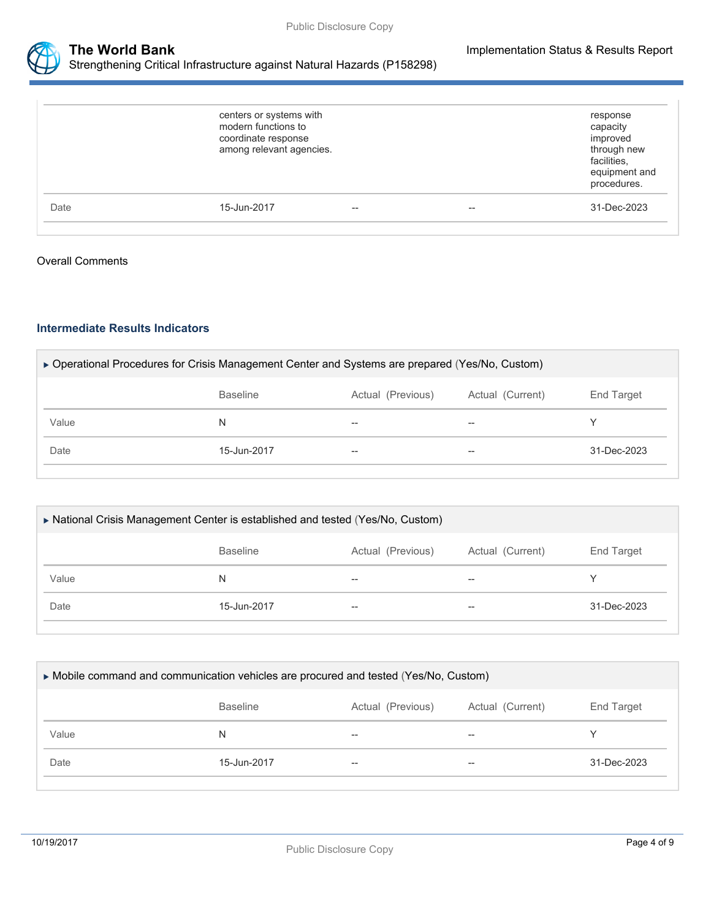| | | | | |
|---|---|---|---|---|
| | centers or systems with modern functions to coordinate response among relevant agencies. | | | response capacity improved through new facilities, equipment and procedures. |
| Date | 15-Jun-2017 | -- | -- | 31-Dec-2023 |

Overall Comments

### Intermediate Results Indicators

▸ Operational Procedures for Crisis Management Center and Systems are prepared (Yes/No, Custom)

| | Baseline | Actual (Previous) | Actual (Current) | End Target |
|---|---|---|---|---|
| Value | N | -- | -- | Y |
| Date | 15-Jun-2017 | -- | -- | 31-Dec-2023 |

▸ National Crisis Management Center is established and tested (Yes/No, Custom)

| | Baseline | Actual (Previous) | Actual (Current) | End Target |
|---|---|---|---|---|
| Value | N | -- | -- | Y |
| Date | 15-Jun-2017 | -- | -- | 31-Dec-2023 |

▸ Mobile command and communication vehicles are procured and tested (Yes/No, Custom)

| | Baseline | Actual (Previous) | Actual (Current) | End Target |
|---|---|---|---|---|
| Value | N | -- | -- | Y |
| Date | 15-Jun-2017 | -- | -- | 31-Dec-2023 |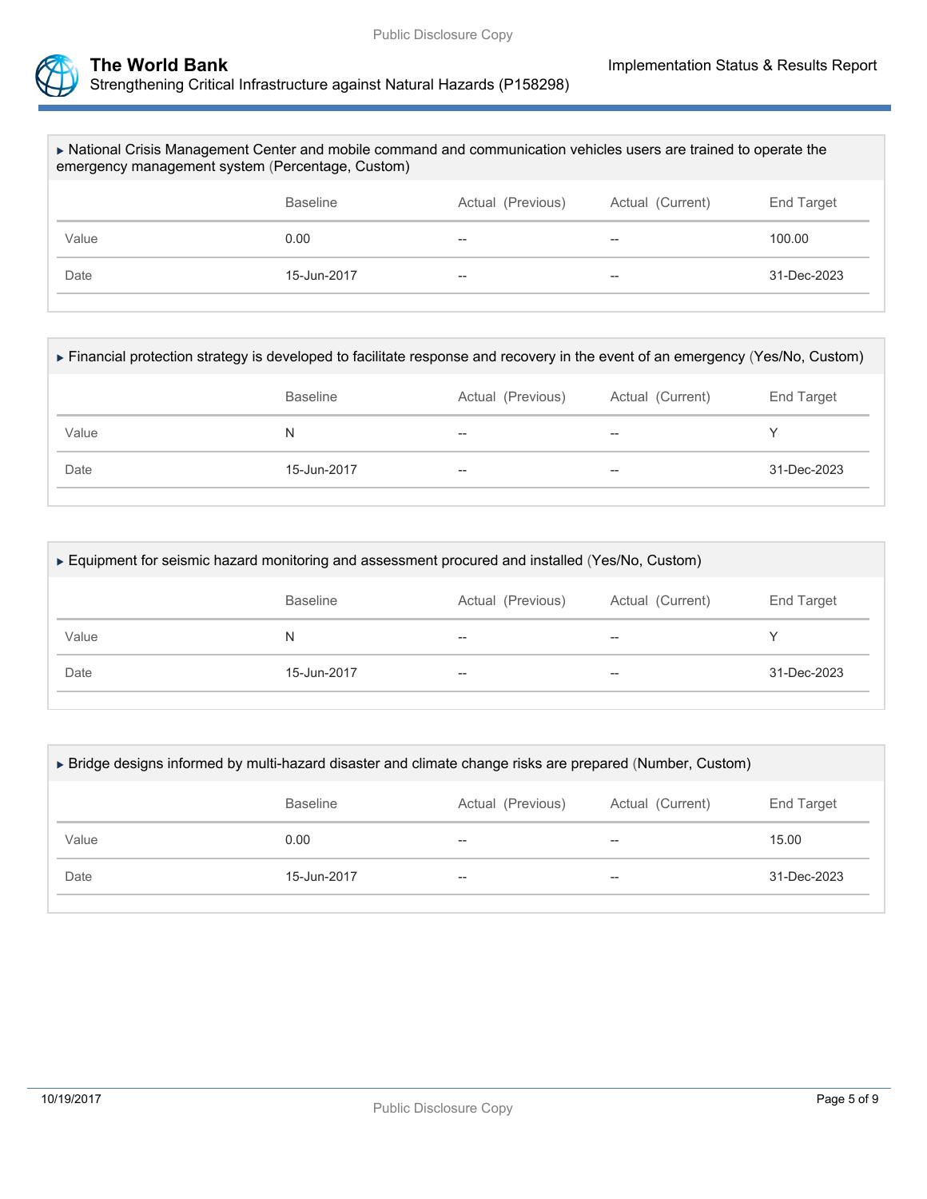▸ National Crisis Management Center and mobile command and communication vehicles users are trained to operate the emergency management system (Percentage, Custom)

| | Baseline | Actual (Previous) | Actual (Current) | End Target |
|---|---|---|---|---|
| Value | 0.00 | -- | -- | 100.00 |
| Date | 15-Jun-2017 | -- | -- | 31-Dec-2023 |

▸ Financial protection strategy is developed to facilitate response and recovery in the event of an emergency (Yes/No, Custom)

| | Baseline | Actual (Previous) | Actual (Current) | End Target |
|---|---|---|---|---|
| Value | N | -- | -- | Y |
| Date | 15-Jun-2017 | -- | -- | 31-Dec-2023 |

▸ Equipment for seismic hazard monitoring and assessment procured and installed (Yes/No, Custom)

| | Baseline | Actual (Previous) | Actual (Current) | End Target |
|---|---|---|---|---|
| Value | N | -- | -- | Y |
| Date | 15-Jun-2017 | -- | -- | 31-Dec-2023 |

▸ Bridge designs informed by multi-hazard disaster and climate change risks are prepared (Number, Custom)

| | Baseline | Actual (Previous) | Actual (Current) | End Target |
|---|---|---|---|---|
| Value | 0.00 | -- | -- | 15.00 |
| Date | 15-Jun-2017 | -- | -- | 31-Dec-2023 |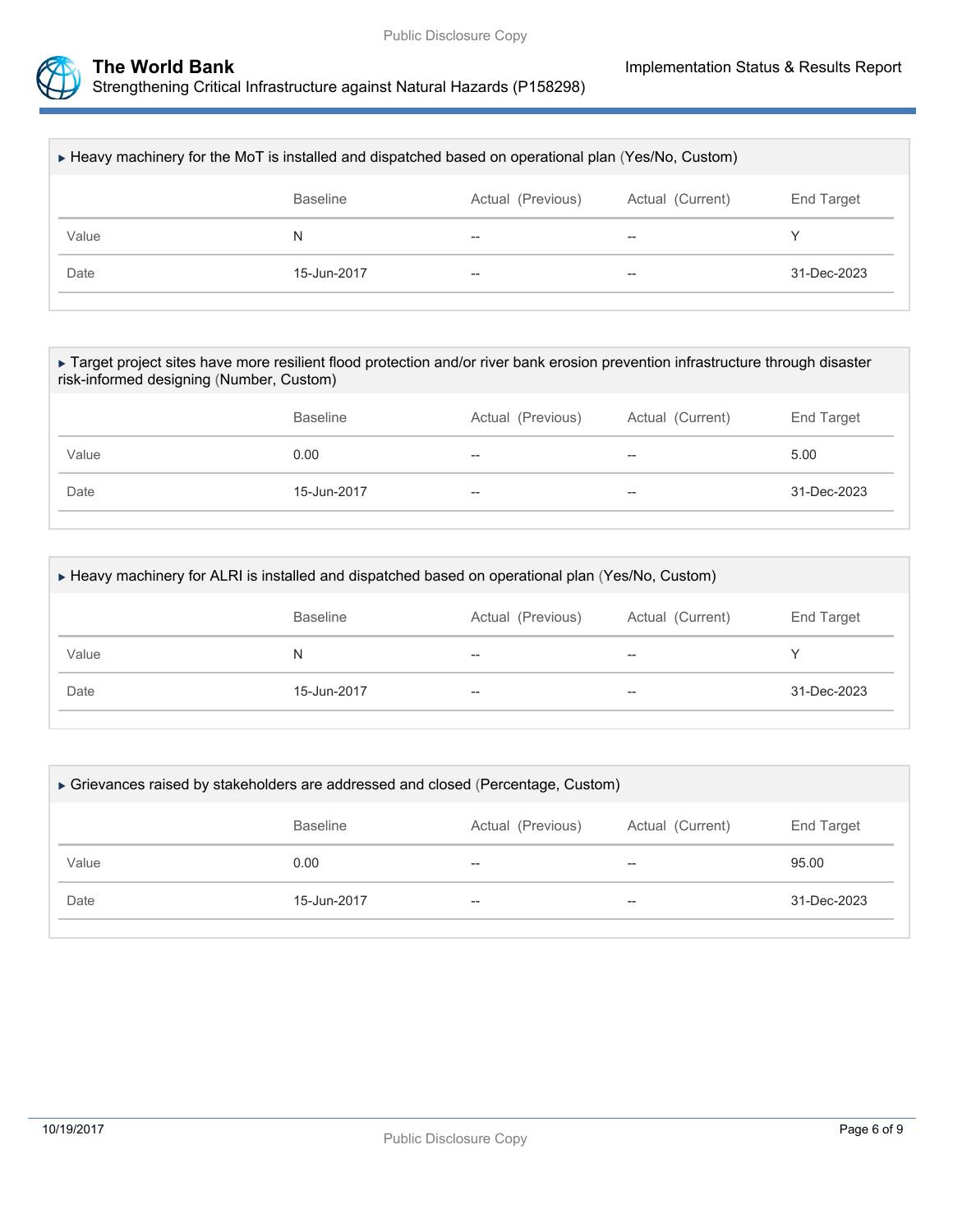▶ Heavy machinery for the MoT is installed and dispatched based on operational plan (Yes/No, Custom)

| | Baseline | Actual (Previous) | Actual (Current) | End Target |
|---|---|---|---|---|
| Value | N | -- | -- | Y |
| Date | 15-Jun-2017 | -- | -- | 31-Dec-2023 |

▶ Target project sites have more resilient flood protection and/or river bank erosion prevention infrastructure through disaster risk-informed designing (Number, Custom)

| | Baseline | Actual (Previous) | Actual (Current) | End Target |
|---|---|---|---|---|
| Value | 0.00 | -- | -- | 5.00 |
| Date | 15-Jun-2017 | -- | -- | 31-Dec-2023 |

▶ Heavy machinery for ALRI is installed and dispatched based on operational plan (Yes/No, Custom)

| | Baseline | Actual (Previous) | Actual (Current) | End Target |
|---|---|---|---|---|
| Value | N | -- | -- | Y |
| Date | 15-Jun-2017 | -- | -- | 31-Dec-2023 |

▶ Grievances raised by stakeholders are addressed and closed (Percentage, Custom)

| | Baseline | Actual (Previous) | Actual (Current) | End Target |
|---|---|---|---|---|
| Value | 0.00 | -- | -- | 95.00 |
| Date | 15-Jun-2017 | -- | -- | 31-Dec-2023 |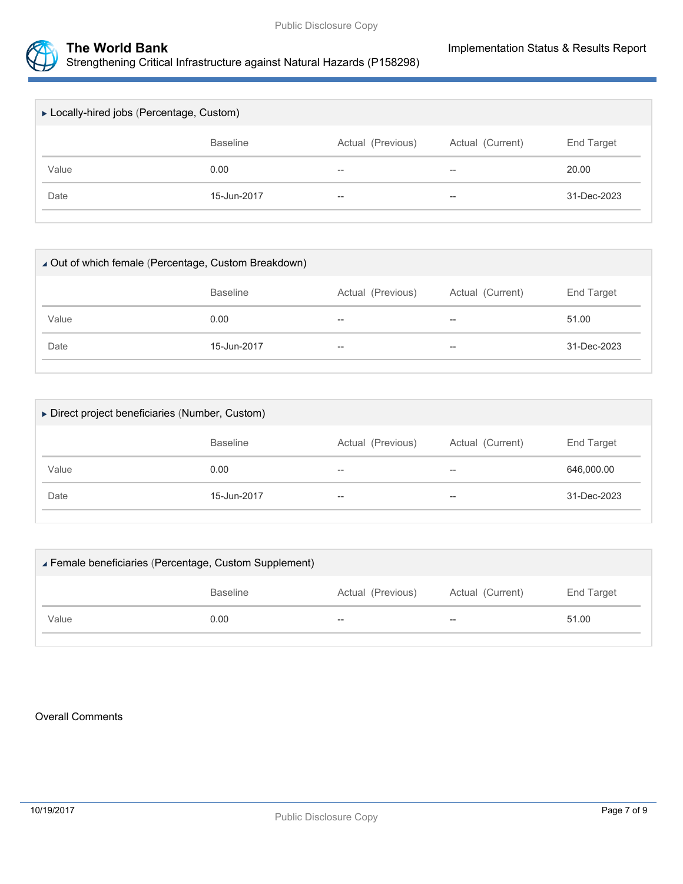▶ Locally-hired jobs (Percentage, Custom)

| | Baseline | Actual (Previous) | Actual (Current) | End Target |
|---|---|---|---|---|
| Value | 0.00 | -- | -- | 20.00 |
| Date | 15-Jun-2017 | -- | -- | 31-Dec-2023 |

◢ Out of which female (Percentage, Custom Breakdown)

| | Baseline | Actual (Previous) | Actual (Current) | End Target |
|---|---|---|---|---|
| Value | 0.00 | -- | -- | 51.00 |
| Date | 15-Jun-2017 | -- | -- | 31-Dec-2023 |

▶ Direct project beneficiaries (Number, Custom)

| | Baseline | Actual (Previous) | Actual (Current) | End Target |
|---|---|---|---|---|
| Value | 0.00 | -- | -- | 646,000.00 |
| Date | 15-Jun-2017 | -- | -- | 31-Dec-2023 |

◢ Female beneficiaries (Percentage, Custom Supplement)

| | Baseline | Actual (Previous) | Actual (Current) | End Target |
|---|---|---|---|---|
| Value | 0.00 | -- | -- | 51.00 |

Overall Comments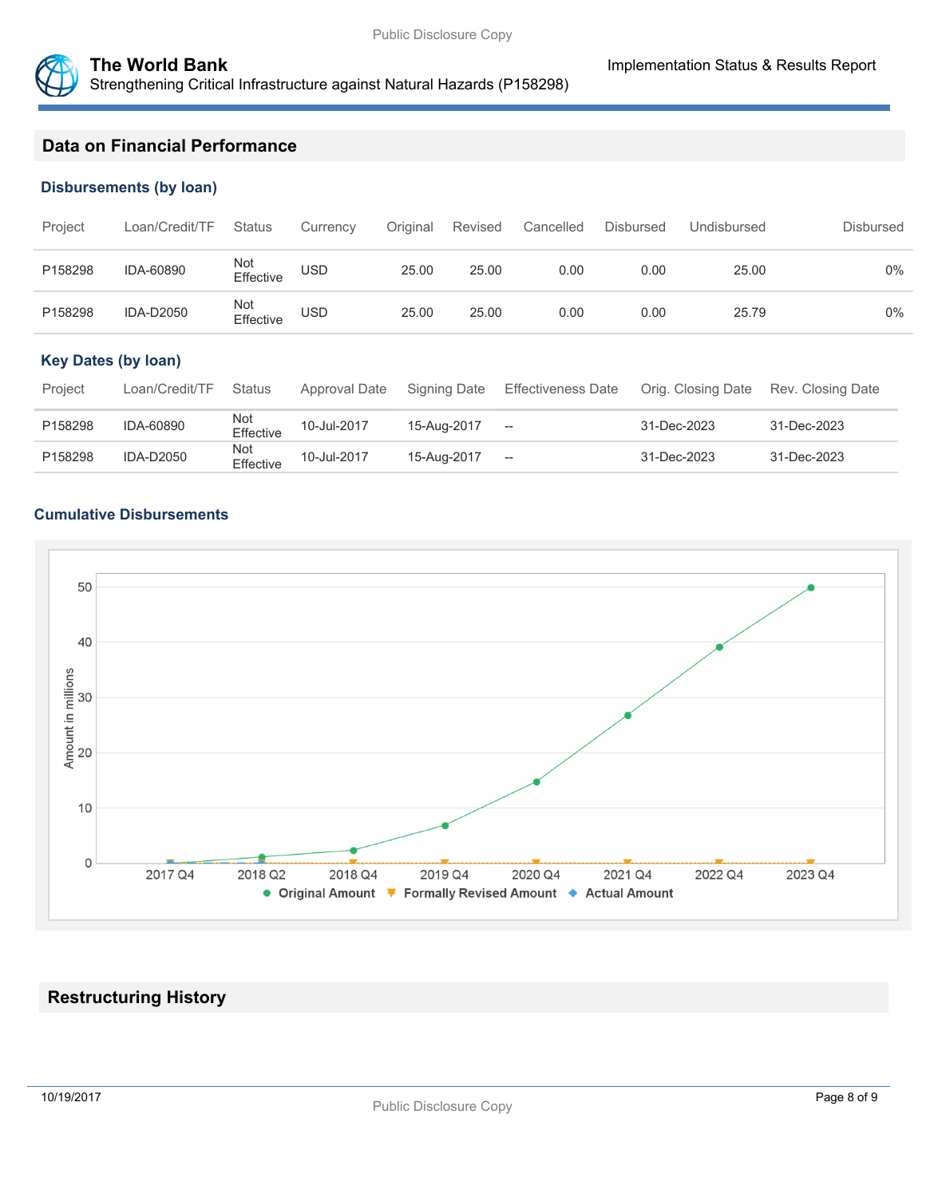## Data on Financial Performance

### Disbursements (by loan)

| Project | Loan/Credit/TF | Status | Currency | Original | Revised | Cancelled | Disbursed | Undisbursed | Disbursed |
|---|---|---|---|---|---|---|---|---|---|
| P158298 | IDA-60890 | Not Effective | USD | 25.00 | 25.00 | 0.00 | 0.00 | 25.00 | 0% |
| P158298 | IDA-D2050 | Not Effective | USD | 25.00 | 25.00 | 0.00 | 0.00 | 25.79 | 0% |

### Key Dates (by loan)

| Project | Loan/Credit/TF | Status | Approval Date | Signing Date | Effectiveness Date | Orig. Closing Date | Rev. Closing Date |
|---|---|---|---|---|---|---|---|
| P158298 | IDA-60890 | Not Effective | 10-Jul-2017 | 15-Aug-2017 | -- | 31-Dec-2023 | 31-Dec-2023 |
| P158298 | IDA-D2050 | Not Effective | 10-Jul-2017 | 15-Aug-2017 | -- | 31-Dec-2023 | 31-Dec-2023 |

### Cumulative Disbursements

Amount in millions

2017 Q4, 2018 Q2, 2018 Q4, 2019 Q4, 2020 Q4, 2021 Q4, 2022 Q4, 2023 Q4

Original Amount, Formally Revised Amount, Actual Amount

## Restructuring History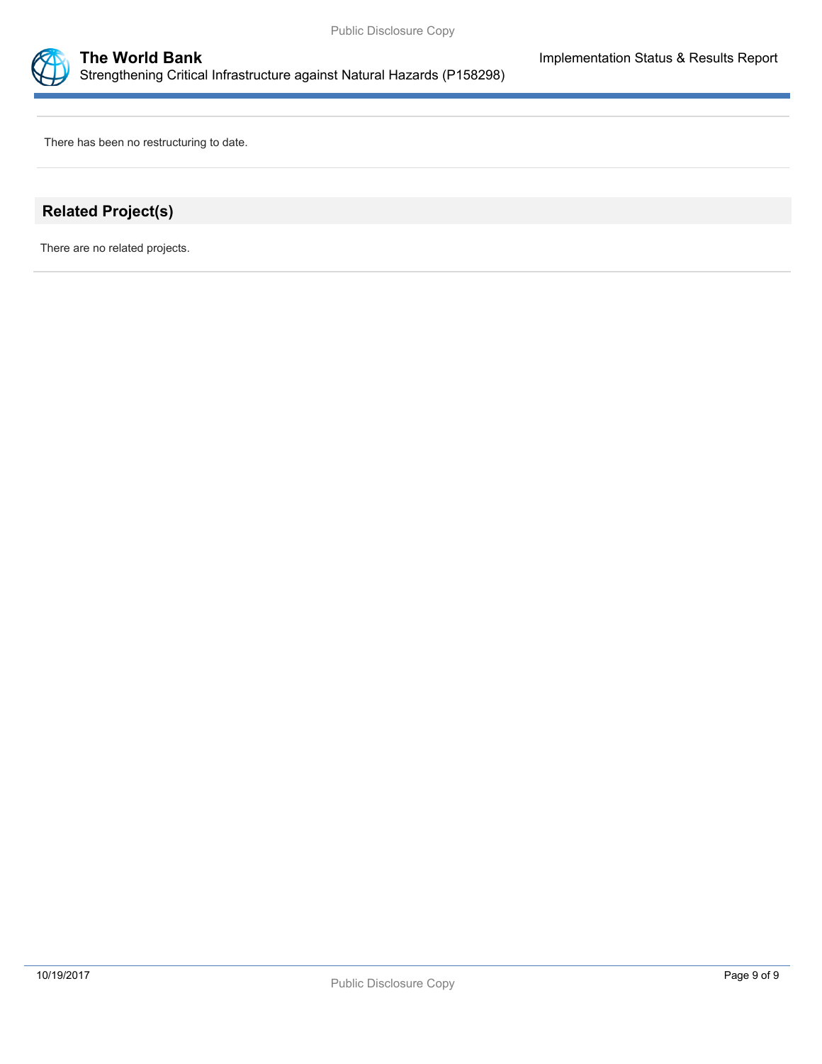There has been no restructuring to date.

## Related Project(s)

There are no related projects.